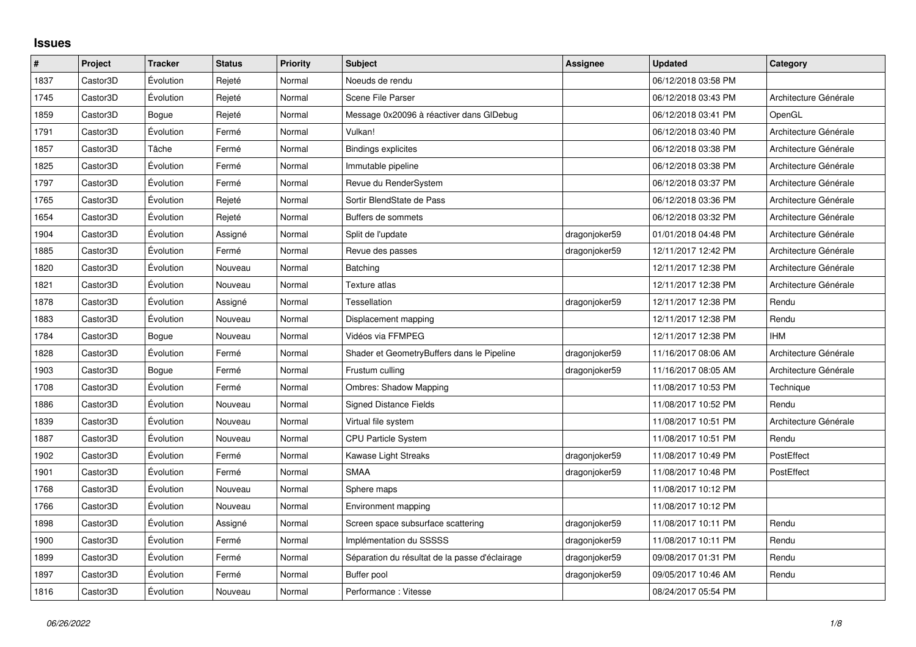## Issues

| # | Project | Tracker | Status | Priority | Subject | Assignee | Updated | Category |
|---|---|---|---|---|---|---|---|---|
| 1837 | Castor3D | Évolution | Rejeté | Normal | Noeuds de rendu | | 06/12/2018 03:58 PM | |
| 1745 | Castor3D | Évolution | Rejeté | Normal | Scene File Parser | | 06/12/2018 03:43 PM | Architecture Générale |
| 1859 | Castor3D | Bogue | Rejeté | Normal | Message 0x20096 à réactiver dans GlDebug | | 06/12/2018 03:41 PM | OpenGL |
| 1791 | Castor3D | Évolution | Fermé | Normal | Vulkan! | | 06/12/2018 03:40 PM | Architecture Générale |
| 1857 | Castor3D | Tâche | Fermé | Normal | Bindings explicites | | 06/12/2018 03:38 PM | Architecture Générale |
| 1825 | Castor3D | Évolution | Fermé | Normal | Immutable pipeline | | 06/12/2018 03:38 PM | Architecture Générale |
| 1797 | Castor3D | Évolution | Fermé | Normal | Revue du RenderSystem | | 06/12/2018 03:37 PM | Architecture Générale |
| 1765 | Castor3D | Évolution | Rejeté | Normal | Sortir BlendState de Pass | | 06/12/2018 03:36 PM | Architecture Générale |
| 1654 | Castor3D | Évolution | Rejeté | Normal | Buffers de sommets | | 06/12/2018 03:32 PM | Architecture Générale |
| 1904 | Castor3D | Évolution | Assigné | Normal | Split de l'update | dragonjoker59 | 01/01/2018 04:48 PM | Architecture Générale |
| 1885 | Castor3D | Évolution | Fermé | Normal | Revue des passes | dragonjoker59 | 12/11/2017 12:42 PM | Architecture Générale |
| 1820 | Castor3D | Évolution | Nouveau | Normal | Batching | | 12/11/2017 12:38 PM | Architecture Générale |
| 1821 | Castor3D | Évolution | Nouveau | Normal | Texture atlas | | 12/11/2017 12:38 PM | Architecture Générale |
| 1878 | Castor3D | Évolution | Assigné | Normal | Tessellation | dragonjoker59 | 12/11/2017 12:38 PM | Rendu |
| 1883 | Castor3D | Évolution | Nouveau | Normal | Displacement mapping | | 12/11/2017 12:38 PM | Rendu |
| 1784 | Castor3D | Bogue | Nouveau | Normal | Vidéos via FFMPEG | | 12/11/2017 12:38 PM | IHM |
| 1828 | Castor3D | Évolution | Fermé | Normal | Shader et GeometryBuffers dans le Pipeline | dragonjoker59 | 11/16/2017 08:06 AM | Architecture Générale |
| 1903 | Castor3D | Bogue | Fermé | Normal | Frustum culling | dragonjoker59 | 11/16/2017 08:05 AM | Architecture Générale |
| 1708 | Castor3D | Évolution | Fermé | Normal | Ombres: Shadow Mapping | | 11/08/2017 10:53 PM | Technique |
| 1886 | Castor3D | Évolution | Nouveau | Normal | Signed Distance Fields | | 11/08/2017 10:52 PM | Rendu |
| 1839 | Castor3D | Évolution | Nouveau | Normal | Virtual file system | | 11/08/2017 10:51 PM | Architecture Générale |
| 1887 | Castor3D | Évolution | Nouveau | Normal | CPU Particle System | | 11/08/2017 10:51 PM | Rendu |
| 1902 | Castor3D | Évolution | Fermé | Normal | Kawase Light Streaks | dragonjoker59 | 11/08/2017 10:49 PM | PostEffect |
| 1901 | Castor3D | Évolution | Fermé | Normal | SMAA | dragonjoker59 | 11/08/2017 10:48 PM | PostEffect |
| 1768 | Castor3D | Évolution | Nouveau | Normal | Sphere maps | | 11/08/2017 10:12 PM | |
| 1766 | Castor3D | Évolution | Nouveau | Normal | Environment mapping | | 11/08/2017 10:12 PM | |
| 1898 | Castor3D | Évolution | Assigné | Normal | Screen space subsurface scattering | dragonjoker59 | 11/08/2017 10:11 PM | Rendu |
| 1900 | Castor3D | Évolution | Fermé | Normal | Implémentation du SSSSS | dragonjoker59 | 11/08/2017 10:11 PM | Rendu |
| 1899 | Castor3D | Évolution | Fermé | Normal | Séparation du résultat de la passe d'éclairage | dragonjoker59 | 09/08/2017 01:31 PM | Rendu |
| 1897 | Castor3D | Évolution | Fermé | Normal | Buffer pool | dragonjoker59 | 09/05/2017 10:46 AM | Rendu |
| 1816 | Castor3D | Évolution | Nouveau | Normal | Performance : Vitesse | | 08/24/2017 05:54 PM | |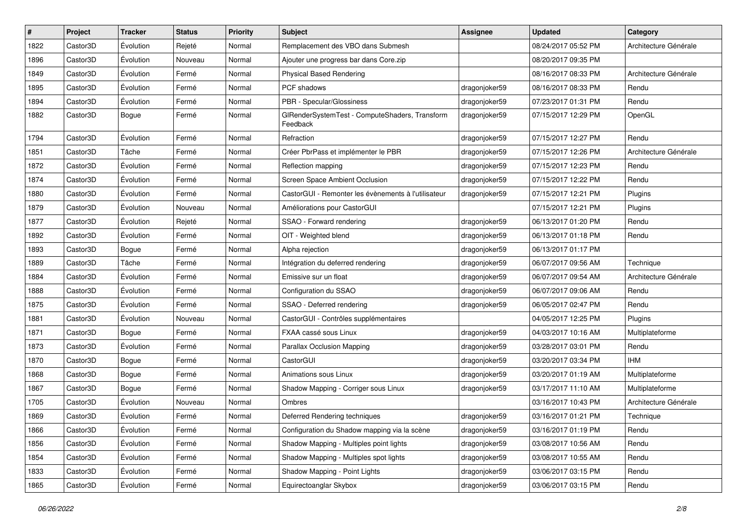| # | Project | Tracker | Status | Priority | Subject | Assignee | Updated | Category |
|---|---|---|---|---|---|---|---|---|
| 1822 | Castor3D | Évolution | Rejeté | Normal | Remplacement des VBO dans Submesh | | 08/24/2017 05:52 PM | Architecture Générale |
| 1896 | Castor3D | Évolution | Nouveau | Normal | Ajouter une progress bar dans Core.zip | | 08/20/2017 09:35 PM | |
| 1849 | Castor3D | Évolution | Fermé | Normal | Physical Based Rendering | | 08/16/2017 08:33 PM | Architecture Générale |
| 1895 | Castor3D | Évolution | Fermé | Normal | PCF shadows | dragonjoker59 | 08/16/2017 08:33 PM | Rendu |
| 1894 | Castor3D | Évolution | Fermé | Normal | PBR - Specular/Glossiness | dragonjoker59 | 07/23/2017 01:31 PM | Rendu |
| 1882 | Castor3D | Bogue | Fermé | Normal | GlRenderSystemTest - ComputeShaders, Transform Feedback | dragonjoker59 | 07/15/2017 12:29 PM | OpenGL |
| 1794 | Castor3D | Évolution | Fermé | Normal | Refraction | dragonjoker59 | 07/15/2017 12:27 PM | Rendu |
| 1851 | Castor3D | Tâche | Fermé | Normal | Créer PbrPass et implémenter le PBR | dragonjoker59 | 07/15/2017 12:26 PM | Architecture Générale |
| 1872 | Castor3D | Évolution | Fermé | Normal | Reflection mapping | dragonjoker59 | 07/15/2017 12:23 PM | Rendu |
| 1874 | Castor3D | Évolution | Fermé | Normal | Screen Space Ambient Occlusion | dragonjoker59 | 07/15/2017 12:22 PM | Rendu |
| 1880 | Castor3D | Évolution | Fermé | Normal | CastorGUI - Remonter les évènements à l'utilisateur | dragonjoker59 | 07/15/2017 12:21 PM | Plugins |
| 1879 | Castor3D | Évolution | Nouveau | Normal | Améliorations pour CastorGUI | | 07/15/2017 12:21 PM | Plugins |
| 1877 | Castor3D | Évolution | Rejeté | Normal | SSAO - Forward rendering | dragonjoker59 | 06/13/2017 01:20 PM | Rendu |
| 1892 | Castor3D | Évolution | Fermé | Normal | OIT - Weighted blend | dragonjoker59 | 06/13/2017 01:18 PM | Rendu |
| 1893 | Castor3D | Bogue | Fermé | Normal | Alpha rejection | dragonjoker59 | 06/13/2017 01:17 PM | |
| 1889 | Castor3D | Tâche | Fermé | Normal | Intégration du deferred rendering | dragonjoker59 | 06/07/2017 09:56 AM | Technique |
| 1884 | Castor3D | Évolution | Fermé | Normal | Emissive sur un float | dragonjoker59 | 06/07/2017 09:54 AM | Architecture Générale |
| 1888 | Castor3D | Évolution | Fermé | Normal | Configuration du SSAO | dragonjoker59 | 06/07/2017 09:06 AM | Rendu |
| 1875 | Castor3D | Évolution | Fermé | Normal | SSAO - Deferred rendering | dragonjoker59 | 06/05/2017 02:47 PM | Rendu |
| 1881 | Castor3D | Évolution | Nouveau | Normal | CastorGUI - Contrôles supplémentaires | | 04/05/2017 12:25 PM | Plugins |
| 1871 | Castor3D | Bogue | Fermé | Normal | FXAA cassé sous Linux | dragonjoker59 | 04/03/2017 10:16 AM | Multiplateforme |
| 1873 | Castor3D | Évolution | Fermé | Normal | Parallax Occlusion Mapping | dragonjoker59 | 03/28/2017 03:01 PM | Rendu |
| 1870 | Castor3D | Bogue | Fermé | Normal | CastorGUI | dragonjoker59 | 03/20/2017 03:34 PM | IHM |
| 1868 | Castor3D | Bogue | Fermé | Normal | Animations sous Linux | dragonjoker59 | 03/20/2017 01:19 AM | Multiplateforme |
| 1867 | Castor3D | Bogue | Fermé | Normal | Shadow Mapping - Corriger sous Linux | dragonjoker59 | 03/17/2017 11:10 AM | Multiplateforme |
| 1705 | Castor3D | Évolution | Nouveau | Normal | Ombres | | 03/16/2017 10:43 PM | Architecture Générale |
| 1869 | Castor3D | Évolution | Fermé | Normal | Deferred Rendering techniques | dragonjoker59 | 03/16/2017 01:21 PM | Technique |
| 1866 | Castor3D | Évolution | Fermé | Normal | Configuration du Shadow mapping via la scène | dragonjoker59 | 03/16/2017 01:19 PM | Rendu |
| 1856 | Castor3D | Évolution | Fermé | Normal | Shadow Mapping - Multiples point lights | dragonjoker59 | 03/08/2017 10:56 AM | Rendu |
| 1854 | Castor3D | Évolution | Fermé | Normal | Shadow Mapping - Multiples spot lights | dragonjoker59 | 03/08/2017 10:55 AM | Rendu |
| 1833 | Castor3D | Évolution | Fermé | Normal | Shadow Mapping - Point Lights | dragonjoker59 | 03/06/2017 03:15 PM | Rendu |
| 1865 | Castor3D | Évolution | Fermé | Normal | Equirectoanglar Skybox | dragonjoker59 | 03/06/2017 03:15 PM | Rendu |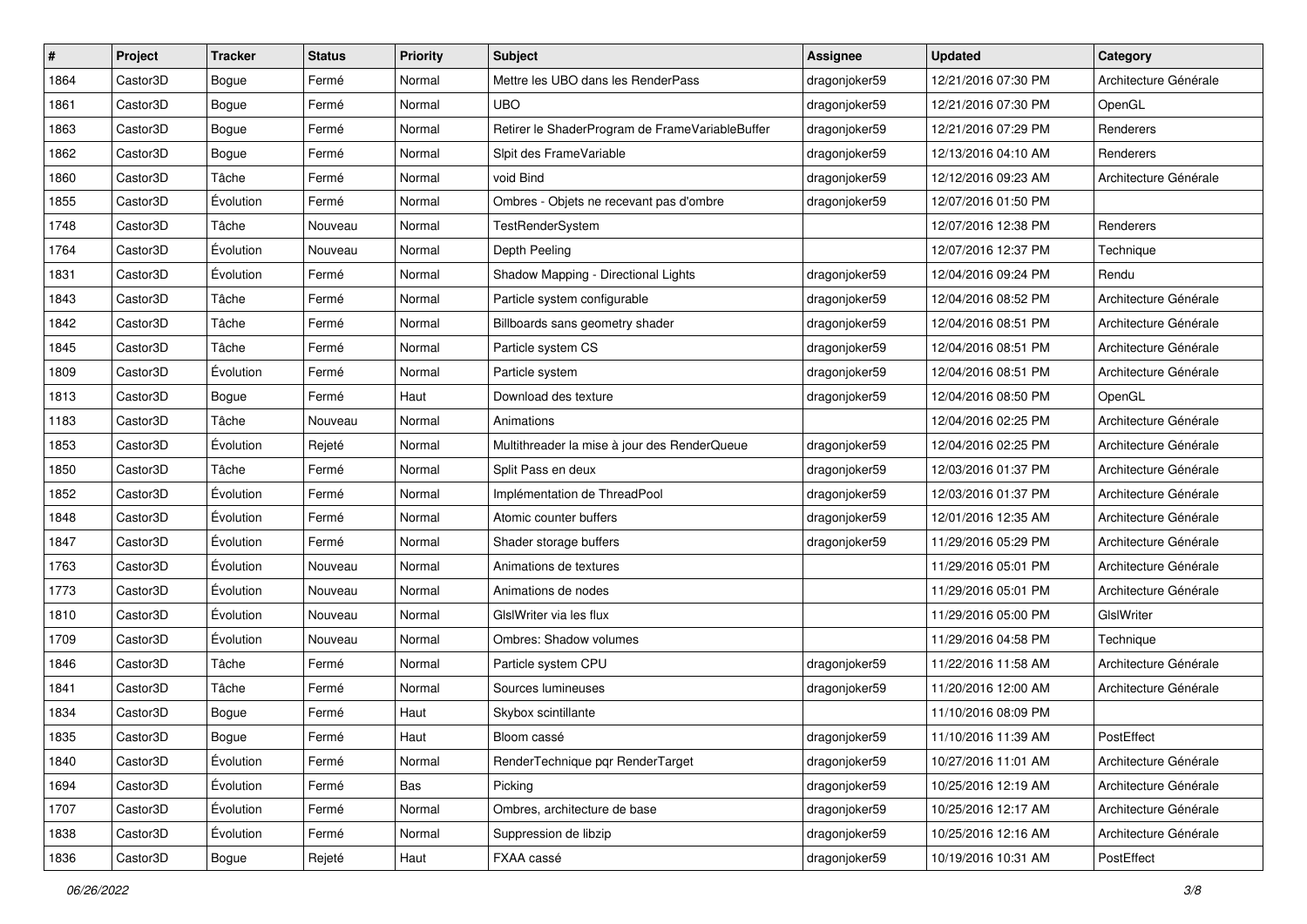| # | Project | Tracker | Status | Priority | Subject | Assignee | Updated | Category |
|---|---|---|---|---|---|---|---|---|
| 1864 | Castor3D | Bogue | Fermé | Normal | Mettre les UBO dans les RenderPass | dragonjoker59 | 12/21/2016 07:30 PM | Architecture Générale |
| 1861 | Castor3D | Bogue | Fermé | Normal | UBO | dragonjoker59 | 12/21/2016 07:30 PM | OpenGL |
| 1863 | Castor3D | Bogue | Fermé | Normal | Retirer le ShaderProgram de FrameVariableBuffer | dragonjoker59 | 12/21/2016 07:29 PM | Renderers |
| 1862 | Castor3D | Bogue | Fermé | Normal | Slpit des FrameVariable | dragonjoker59 | 12/13/2016 04:10 AM | Renderers |
| 1860 | Castor3D | Tâche | Fermé | Normal | void Bind | dragonjoker59 | 12/12/2016 09:23 AM | Architecture Générale |
| 1855 | Castor3D | Évolution | Fermé | Normal | Ombres - Objets ne recevant pas d'ombre | dragonjoker59 | 12/07/2016 01:50 PM | |
| 1748 | Castor3D | Tâche | Nouveau | Normal | TestRenderSystem | | 12/07/2016 12:38 PM | Renderers |
| 1764 | Castor3D | Évolution | Nouveau | Normal | Depth Peeling | | 12/07/2016 12:37 PM | Technique |
| 1831 | Castor3D | Évolution | Fermé | Normal | Shadow Mapping - Directional Lights | dragonjoker59 | 12/04/2016 09:24 PM | Rendu |
| 1843 | Castor3D | Tâche | Fermé | Normal | Particle system configurable | dragonjoker59 | 12/04/2016 08:52 PM | Architecture Générale |
| 1842 | Castor3D | Tâche | Fermé | Normal | Billboards sans geometry shader | dragonjoker59 | 12/04/2016 08:51 PM | Architecture Générale |
| 1845 | Castor3D | Tâche | Fermé | Normal | Particle system CS | dragonjoker59 | 12/04/2016 08:51 PM | Architecture Générale |
| 1809 | Castor3D | Évolution | Fermé | Normal | Particle system | dragonjoker59 | 12/04/2016 08:51 PM | Architecture Générale |
| 1813 | Castor3D | Bogue | Fermé | Haut | Download des texture | dragonjoker59 | 12/04/2016 08:50 PM | OpenGL |
| 1183 | Castor3D | Tâche | Nouveau | Normal | Animations | | 12/04/2016 02:25 PM | Architecture Générale |
| 1853 | Castor3D | Évolution | Rejeté | Normal | Multithreader la mise à jour des RenderQueue | dragonjoker59 | 12/04/2016 02:25 PM | Architecture Générale |
| 1850 | Castor3D | Tâche | Fermé | Normal | Split Pass en deux | dragonjoker59 | 12/03/2016 01:37 PM | Architecture Générale |
| 1852 | Castor3D | Évolution | Fermé | Normal | Implémentation de ThreadPool | dragonjoker59 | 12/03/2016 01:37 PM | Architecture Générale |
| 1848 | Castor3D | Évolution | Fermé | Normal | Atomic counter buffers | dragonjoker59 | 12/01/2016 12:35 AM | Architecture Générale |
| 1847 | Castor3D | Évolution | Fermé | Normal | Shader storage buffers | dragonjoker59 | 11/29/2016 05:29 PM | Architecture Générale |
| 1763 | Castor3D | Évolution | Nouveau | Normal | Animations de textures | | 11/29/2016 05:01 PM | Architecture Générale |
| 1773 | Castor3D | Évolution | Nouveau | Normal | Animations de nodes | | 11/29/2016 05:01 PM | Architecture Générale |
| 1810 | Castor3D | Évolution | Nouveau | Normal | GlslWriter via les flux | | 11/29/2016 05:00 PM | GlslWriter |
| 1709 | Castor3D | Évolution | Nouveau | Normal | Ombres: Shadow volumes | | 11/29/2016 04:58 PM | Technique |
| 1846 | Castor3D | Tâche | Fermé | Normal | Particle system CPU | dragonjoker59 | 11/22/2016 11:58 AM | Architecture Générale |
| 1841 | Castor3D | Tâche | Fermé | Normal | Sources lumineuses | dragonjoker59 | 11/20/2016 12:00 AM | Architecture Générale |
| 1834 | Castor3D | Bogue | Fermé | Haut | Skybox scintillante | | 11/10/2016 08:09 PM | |
| 1835 | Castor3D | Bogue | Fermé | Haut | Bloom cassé | dragonjoker59 | 11/10/2016 11:39 AM | PostEffect |
| 1840 | Castor3D | Évolution | Fermé | Normal | RenderTechnique pqr RenderTarget | dragonjoker59 | 10/27/2016 11:01 AM | Architecture Générale |
| 1694 | Castor3D | Évolution | Fermé | Bas | Picking | dragonjoker59 | 10/25/2016 12:19 AM | Architecture Générale |
| 1707 | Castor3D | Évolution | Fermé | Normal | Ombres, architecture de base | dragonjoker59 | 10/25/2016 12:17 AM | Architecture Générale |
| 1838 | Castor3D | Évolution | Fermé | Normal | Suppression de libzip | dragonjoker59 | 10/25/2016 12:16 AM | Architecture Générale |
| 1836 | Castor3D | Bogue | Rejeté | Haut | FXAA cassé | dragonjoker59 | 10/19/2016 10:31 AM | PostEffect |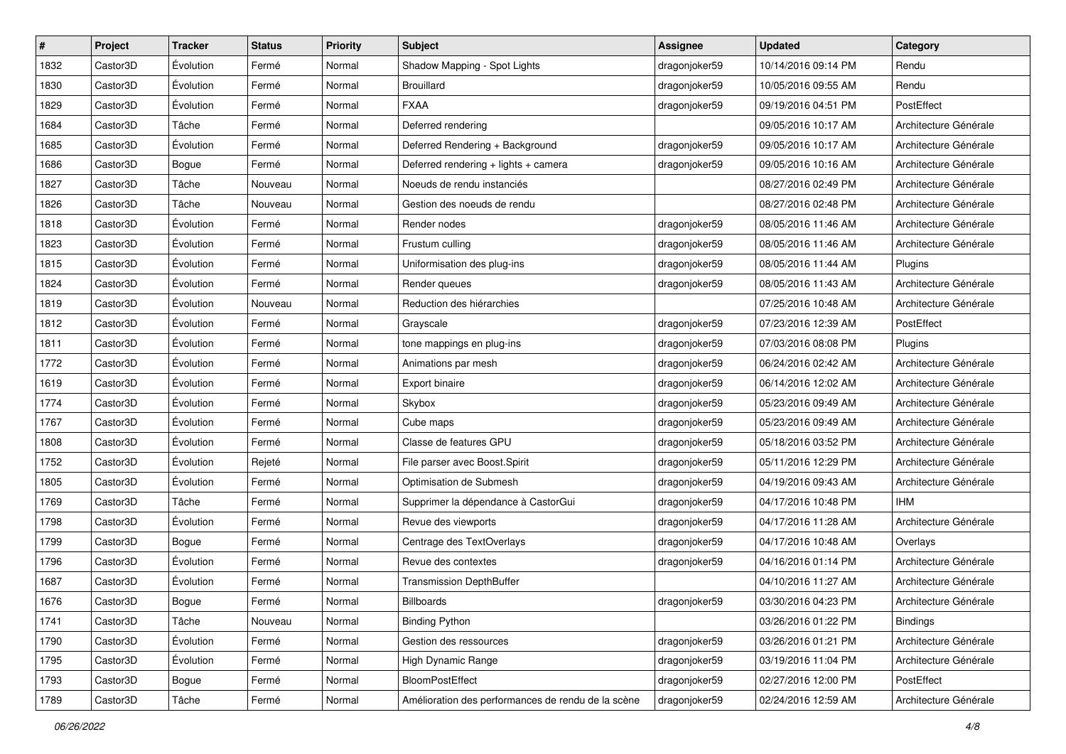| # | Project | Tracker | Status | Priority | Subject | Assignee | Updated | Category |
|---|---|---|---|---|---|---|---|---|
| 1832 | Castor3D | Évolution | Fermé | Normal | Shadow Mapping - Spot Lights | dragonjoker59 | 10/14/2016 09:14 PM | Rendu |
| 1830 | Castor3D | Évolution | Fermé | Normal | Brouillard | dragonjoker59 | 10/05/2016 09:55 AM | Rendu |
| 1829 | Castor3D | Évolution | Fermé | Normal | FXAA | dragonjoker59 | 09/19/2016 04:51 PM | PostEffect |
| 1684 | Castor3D | Tâche | Fermé | Normal | Deferred rendering | | 09/05/2016 10:17 AM | Architecture Générale |
| 1685 | Castor3D | Évolution | Fermé | Normal | Deferred Rendering + Background | dragonjoker59 | 09/05/2016 10:17 AM | Architecture Générale |
| 1686 | Castor3D | Bogue | Fermé | Normal | Deferred rendering + lights + camera | dragonjoker59 | 09/05/2016 10:16 AM | Architecture Générale |
| 1827 | Castor3D | Tâche | Nouveau | Normal | Noeuds de rendu instanciés | | 08/27/2016 02:49 PM | Architecture Générale |
| 1826 | Castor3D | Tâche | Nouveau | Normal | Gestion des noeuds de rendu | | 08/27/2016 02:48 PM | Architecture Générale |
| 1818 | Castor3D | Évolution | Fermé | Normal | Render nodes | dragonjoker59 | 08/05/2016 11:46 AM | Architecture Générale |
| 1823 | Castor3D | Évolution | Fermé | Normal | Frustum culling | dragonjoker59 | 08/05/2016 11:46 AM | Architecture Générale |
| 1815 | Castor3D | Évolution | Fermé | Normal | Uniformisation des plug-ins | dragonjoker59 | 08/05/2016 11:44 AM | Plugins |
| 1824 | Castor3D | Évolution | Fermé | Normal | Render queues | dragonjoker59 | 08/05/2016 11:43 AM | Architecture Générale |
| 1819 | Castor3D | Évolution | Nouveau | Normal | Reduction des hiérarchies | | 07/25/2016 10:48 AM | Architecture Générale |
| 1812 | Castor3D | Évolution | Fermé | Normal | Grayscale | dragonjoker59 | 07/23/2016 12:39 AM | PostEffect |
| 1811 | Castor3D | Évolution | Fermé | Normal | tone mappings en plug-ins | dragonjoker59 | 07/03/2016 08:08 PM | Plugins |
| 1772 | Castor3D | Évolution | Fermé | Normal | Animations par mesh | dragonjoker59 | 06/24/2016 02:42 AM | Architecture Générale |
| 1619 | Castor3D | Évolution | Fermé | Normal | Export binaire | dragonjoker59 | 06/14/2016 12:02 AM | Architecture Générale |
| 1774 | Castor3D | Évolution | Fermé | Normal | Skybox | dragonjoker59 | 05/23/2016 09:49 AM | Architecture Générale |
| 1767 | Castor3D | Évolution | Fermé | Normal | Cube maps | dragonjoker59 | 05/23/2016 09:49 AM | Architecture Générale |
| 1808 | Castor3D | Évolution | Fermé | Normal | Classe de features GPU | dragonjoker59 | 05/18/2016 03:52 PM | Architecture Générale |
| 1752 | Castor3D | Évolution | Rejeté | Normal | File parser avec Boost.Spirit | dragonjoker59 | 05/11/2016 12:29 PM | Architecture Générale |
| 1805 | Castor3D | Évolution | Fermé | Normal | Optimisation de Submesh | dragonjoker59 | 04/19/2016 09:43 AM | Architecture Générale |
| 1769 | Castor3D | Tâche | Fermé | Normal | Supprimer la dépendance à CastorGui | dragonjoker59 | 04/17/2016 10:48 PM | IHM |
| 1798 | Castor3D | Évolution | Fermé | Normal | Revue des viewports | dragonjoker59 | 04/17/2016 11:28 AM | Architecture Générale |
| 1799 | Castor3D | Bogue | Fermé | Normal | Centrage des TextOverlays | dragonjoker59 | 04/17/2016 10:48 AM | Overlays |
| 1796 | Castor3D | Évolution | Fermé | Normal | Revue des contextes | dragonjoker59 | 04/16/2016 01:14 PM | Architecture Générale |
| 1687 | Castor3D | Évolution | Fermé | Normal | Transmission DepthBuffer | | 04/10/2016 11:27 AM | Architecture Générale |
| 1676 | Castor3D | Bogue | Fermé | Normal | Billboards | dragonjoker59 | 03/30/2016 04:23 PM | Architecture Générale |
| 1741 | Castor3D | Tâche | Nouveau | Normal | Binding Python | | 03/26/2016 01:22 PM | Bindings |
| 1790 | Castor3D | Évolution | Fermé | Normal | Gestion des ressources | dragonjoker59 | 03/26/2016 01:21 PM | Architecture Générale |
| 1795 | Castor3D | Évolution | Fermé | Normal | High Dynamic Range | dragonjoker59 | 03/19/2016 11:04 PM | Architecture Générale |
| 1793 | Castor3D | Bogue | Fermé | Normal | BloomPostEffect | dragonjoker59 | 02/27/2016 12:00 PM | PostEffect |
| 1789 | Castor3D | Tâche | Fermé | Normal | Amélioration des performances de rendu de la scène | dragonjoker59 | 02/24/2016 12:59 AM | Architecture Générale |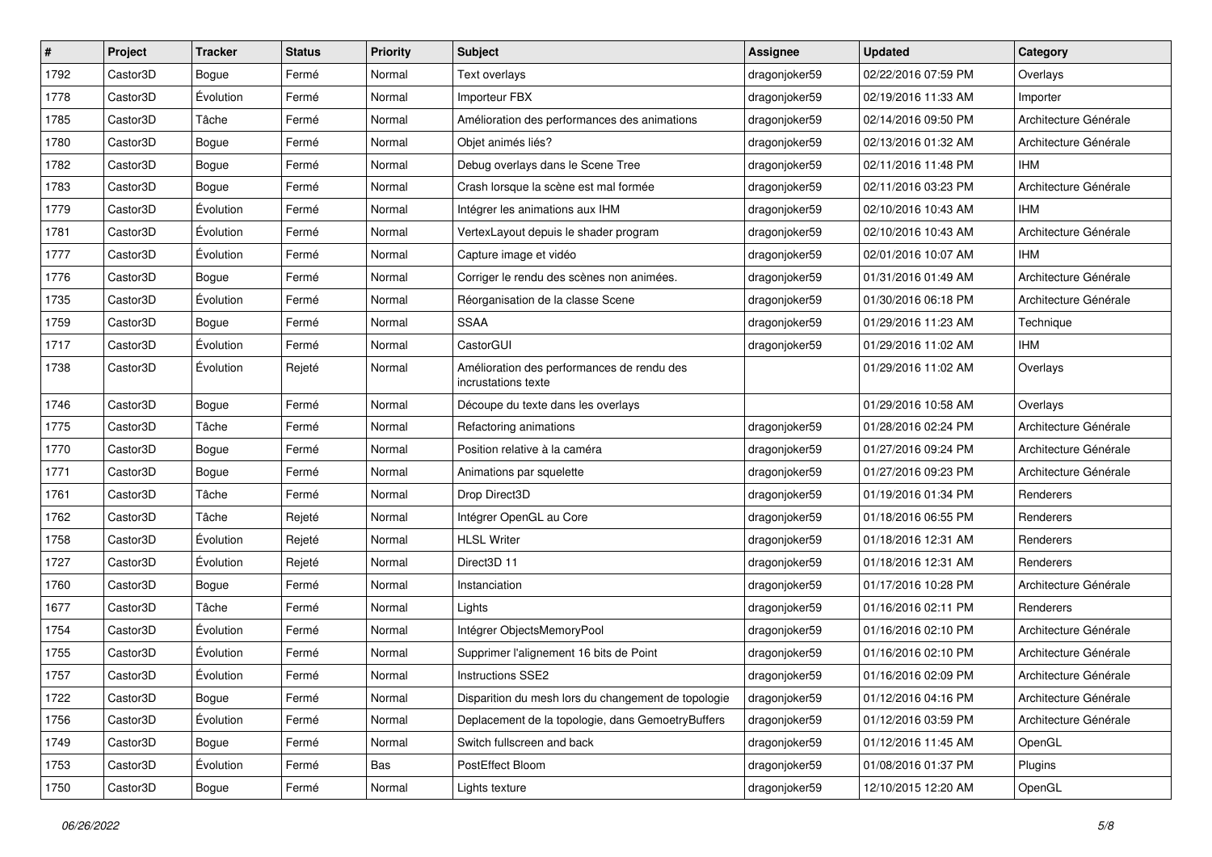| # | Project | Tracker | Status | Priority | Subject | Assignee | Updated | Category |
|---|---|---|---|---|---|---|---|---|
| 1792 | Castor3D | Bogue | Fermé | Normal | Text overlays | dragonjoker59 | 02/22/2016 07:59 PM | Overlays |
| 1778 | Castor3D | Évolution | Fermé | Normal | Importeur FBX | dragonjoker59 | 02/19/2016 11:33 AM | Importer |
| 1785 | Castor3D | Tâche | Fermé | Normal | Amélioration des performances des animations | dragonjoker59 | 02/14/2016 09:50 PM | Architecture Générale |
| 1780 | Castor3D | Bogue | Fermé | Normal | Objet animés liés? | dragonjoker59 | 02/13/2016 01:32 AM | Architecture Générale |
| 1782 | Castor3D | Bogue | Fermé | Normal | Debug overlays dans le Scene Tree | dragonjoker59 | 02/11/2016 11:48 PM | IHM |
| 1783 | Castor3D | Bogue | Fermé | Normal | Crash lorsque la scène est mal formée | dragonjoker59 | 02/11/2016 03:23 PM | Architecture Générale |
| 1779 | Castor3D | Évolution | Fermé | Normal | Intégrer les animations aux IHM | dragonjoker59 | 02/10/2016 10:43 AM | IHM |
| 1781 | Castor3D | Évolution | Fermé | Normal | VertexLayout depuis le shader program | dragonjoker59 | 02/10/2016 10:43 AM | Architecture Générale |
| 1777 | Castor3D | Évolution | Fermé | Normal | Capture image et vidéo | dragonjoker59 | 02/01/2016 10:07 AM | IHM |
| 1776 | Castor3D | Bogue | Fermé | Normal | Corriger le rendu des scènes non animées. | dragonjoker59 | 01/31/2016 01:49 AM | Architecture Générale |
| 1735 | Castor3D | Évolution | Fermé | Normal | Réorganisation de la classe Scene | dragonjoker59 | 01/30/2016 06:18 PM | Architecture Générale |
| 1759 | Castor3D | Bogue | Fermé | Normal | SSAA | dragonjoker59 | 01/29/2016 11:23 AM | Technique |
| 1717 | Castor3D | Évolution | Fermé | Normal | CastorGUI | dragonjoker59 | 01/29/2016 11:02 AM | IHM |
| 1738 | Castor3D | Évolution | Rejeté | Normal | Amélioration des performances de rendu des incrustations texte | | 01/29/2016 11:02 AM | Overlays |
| 1746 | Castor3D | Bogue | Fermé | Normal | Découpe du texte dans les overlays | | 01/29/2016 10:58 AM | Overlays |
| 1775 | Castor3D | Tâche | Fermé | Normal | Refactoring animations | dragonjoker59 | 01/28/2016 02:24 PM | Architecture Générale |
| 1770 | Castor3D | Bogue | Fermé | Normal | Position relative à la caméra | dragonjoker59 | 01/27/2016 09:24 PM | Architecture Générale |
| 1771 | Castor3D | Bogue | Fermé | Normal | Animations par squelette | dragonjoker59 | 01/27/2016 09:23 PM | Architecture Générale |
| 1761 | Castor3D | Tâche | Fermé | Normal | Drop Direct3D | dragonjoker59 | 01/19/2016 01:34 PM | Renderers |
| 1762 | Castor3D | Tâche | Rejeté | Normal | Intégrer OpenGL au Core | dragonjoker59 | 01/18/2016 06:55 PM | Renderers |
| 1758 | Castor3D | Évolution | Rejeté | Normal | HLSL Writer | dragonjoker59 | 01/18/2016 12:31 AM | Renderers |
| 1727 | Castor3D | Évolution | Rejeté | Normal | Direct3D 11 | dragonjoker59 | 01/18/2016 12:31 AM | Renderers |
| 1760 | Castor3D | Bogue | Fermé | Normal | Instanciation | dragonjoker59 | 01/17/2016 10:28 PM | Architecture Générale |
| 1677 | Castor3D | Tâche | Fermé | Normal | Lights | dragonjoker59 | 01/16/2016 02:11 PM | Renderers |
| 1754 | Castor3D | Évolution | Fermé | Normal | Intégrer ObjectsMemoryPool | dragonjoker59 | 01/16/2016 02:10 PM | Architecture Générale |
| 1755 | Castor3D | Évolution | Fermé | Normal | Supprimer l'alignement 16 bits de Point | dragonjoker59 | 01/16/2016 02:10 PM | Architecture Générale |
| 1757 | Castor3D | Évolution | Fermé | Normal | Instructions SSE2 | dragonjoker59 | 01/16/2016 02:09 PM | Architecture Générale |
| 1722 | Castor3D | Bogue | Fermé | Normal | Disparition du mesh lors du changement de topologie | dragonjoker59 | 01/12/2016 04:16 PM | Architecture Générale |
| 1756 | Castor3D | Évolution | Fermé | Normal | Deplacement de la topologie, dans GemoetryBuffers | dragonjoker59 | 01/12/2016 03:59 PM | Architecture Générale |
| 1749 | Castor3D | Bogue | Fermé | Normal | Switch fullscreen and back | dragonjoker59 | 01/12/2016 11:45 AM | OpenGL |
| 1753 | Castor3D | Évolution | Fermé | Bas | PostEffect Bloom | dragonjoker59 | 01/08/2016 01:37 PM | Plugins |
| 1750 | Castor3D | Bogue | Fermé | Normal | Lights texture | dragonjoker59 | 12/10/2015 12:20 AM | OpenGL |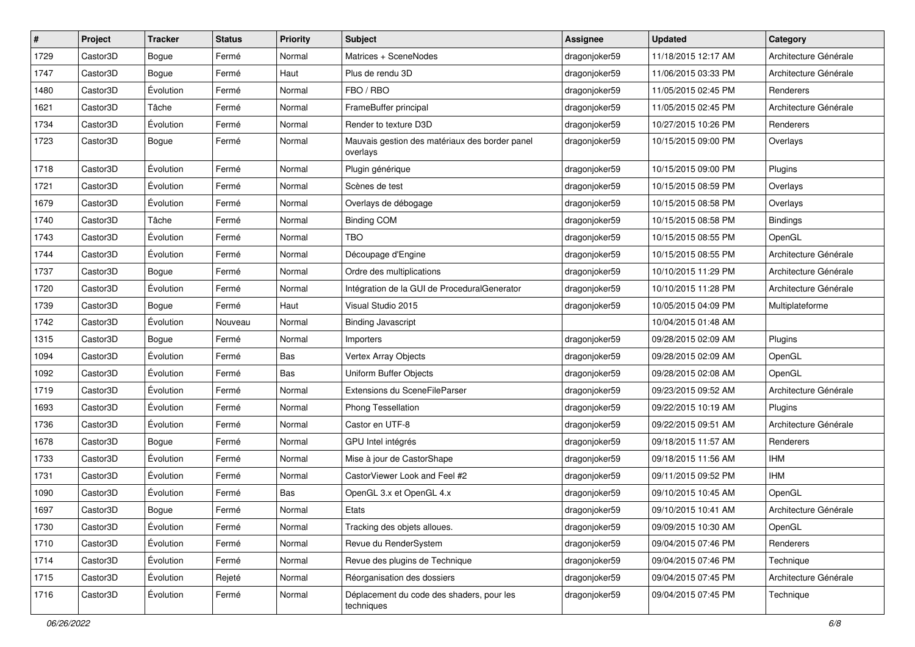| # | Project | Tracker | Status | Priority | Subject | Assignee | Updated | Category |
|---|---|---|---|---|---|---|---|---|
| 1729 | Castor3D | Bogue | Fermé | Normal | Matrices + SceneNodes | dragonjoker59 | 11/18/2015 12:17 AM | Architecture Générale |
| 1747 | Castor3D | Bogue | Fermé | Haut | Plus de rendu 3D | dragonjoker59 | 11/06/2015 03:33 PM | Architecture Générale |
| 1480 | Castor3D | Évolution | Fermé | Normal | FBO / RBO | dragonjoker59 | 11/05/2015 02:45 PM | Renderers |
| 1621 | Castor3D | Tâche | Fermé | Normal | FrameBuffer principal | dragonjoker59 | 11/05/2015 02:45 PM | Architecture Générale |
| 1734 | Castor3D | Évolution | Fermé | Normal | Render to texture D3D | dragonjoker59 | 10/27/2015 10:26 PM | Renderers |
| 1723 | Castor3D | Bogue | Fermé | Normal | Mauvais gestion des matériaux des border panel overlays | dragonjoker59 | 10/15/2015 09:00 PM | Overlays |
| 1718 | Castor3D | Évolution | Fermé | Normal | Plugin générique | dragonjoker59 | 10/15/2015 09:00 PM | Plugins |
| 1721 | Castor3D | Évolution | Fermé | Normal | Scènes de test | dragonjoker59 | 10/15/2015 08:59 PM | Overlays |
| 1679 | Castor3D | Évolution | Fermé | Normal | Overlays de débogage | dragonjoker59 | 10/15/2015 08:58 PM | Overlays |
| 1740 | Castor3D | Tâche | Fermé | Normal | Binding COM | dragonjoker59 | 10/15/2015 08:58 PM | Bindings |
| 1743 | Castor3D | Évolution | Fermé | Normal | TBO | dragonjoker59 | 10/15/2015 08:55 PM | OpenGL |
| 1744 | Castor3D | Évolution | Fermé | Normal | Découpage d'Engine | dragonjoker59 | 10/15/2015 08:55 PM | Architecture Générale |
| 1737 | Castor3D | Bogue | Fermé | Normal | Ordre des multiplications | dragonjoker59 | 10/10/2015 11:29 PM | Architecture Générale |
| 1720 | Castor3D | Évolution | Fermé | Normal | Intégration de la GUI de ProceduralGenerator | dragonjoker59 | 10/10/2015 11:28 PM | Architecture Générale |
| 1739 | Castor3D | Bogue | Fermé | Haut | Visual Studio 2015 | dragonjoker59 | 10/05/2015 04:09 PM | Multiplateforme |
| 1742 | Castor3D | Évolution | Nouveau | Normal | Binding Javascript | | 10/04/2015 01:48 AM | |
| 1315 | Castor3D | Bogue | Fermé | Normal | Importers | dragonjoker59 | 09/28/2015 02:09 AM | Plugins |
| 1094 | Castor3D | Évolution | Fermé | Bas | Vertex Array Objects | dragonjoker59 | 09/28/2015 02:09 AM | OpenGL |
| 1092 | Castor3D | Évolution | Fermé | Bas | Uniform Buffer Objects | dragonjoker59 | 09/28/2015 02:08 AM | OpenGL |
| 1719 | Castor3D | Évolution | Fermé | Normal | Extensions du SceneFileParser | dragonjoker59 | 09/23/2015 09:52 AM | Architecture Générale |
| 1693 | Castor3D | Évolution | Fermé | Normal | Phong Tessellation | dragonjoker59 | 09/22/2015 10:19 AM | Plugins |
| 1736 | Castor3D | Évolution | Fermé | Normal | Castor en UTF-8 | dragonjoker59 | 09/22/2015 09:51 AM | Architecture Générale |
| 1678 | Castor3D | Bogue | Fermé | Normal | GPU Intel intégrés | dragonjoker59 | 09/18/2015 11:57 AM | Renderers |
| 1733 | Castor3D | Évolution | Fermé | Normal | Mise à jour de CastorShape | dragonjoker59 | 09/18/2015 11:56 AM | IHM |
| 1731 | Castor3D | Évolution | Fermé | Normal | CastorViewer Look and Feel #2 | dragonjoker59 | 09/11/2015 09:52 PM | IHM |
| 1090 | Castor3D | Évolution | Fermé | Bas | OpenGL 3.x et OpenGL 4.x | dragonjoker59 | 09/10/2015 10:45 AM | OpenGL |
| 1697 | Castor3D | Bogue | Fermé | Normal | Etats | dragonjoker59 | 09/10/2015 10:41 AM | Architecture Générale |
| 1730 | Castor3D | Évolution | Fermé | Normal | Tracking des objets alloues. | dragonjoker59 | 09/09/2015 10:30 AM | OpenGL |
| 1710 | Castor3D | Évolution | Fermé | Normal | Revue du RenderSystem | dragonjoker59 | 09/04/2015 07:46 PM | Renderers |
| 1714 | Castor3D | Évolution | Fermé | Normal | Revue des plugins de Technique | dragonjoker59 | 09/04/2015 07:46 PM | Technique |
| 1715 | Castor3D | Évolution | Rejeté | Normal | Réorganisation des dossiers | dragonjoker59 | 09/04/2015 07:45 PM | Architecture Générale |
| 1716 | Castor3D | Évolution | Fermé | Normal | Déplacement du code des shaders, pour les techniques | dragonjoker59 | 09/04/2015 07:45 PM | Technique |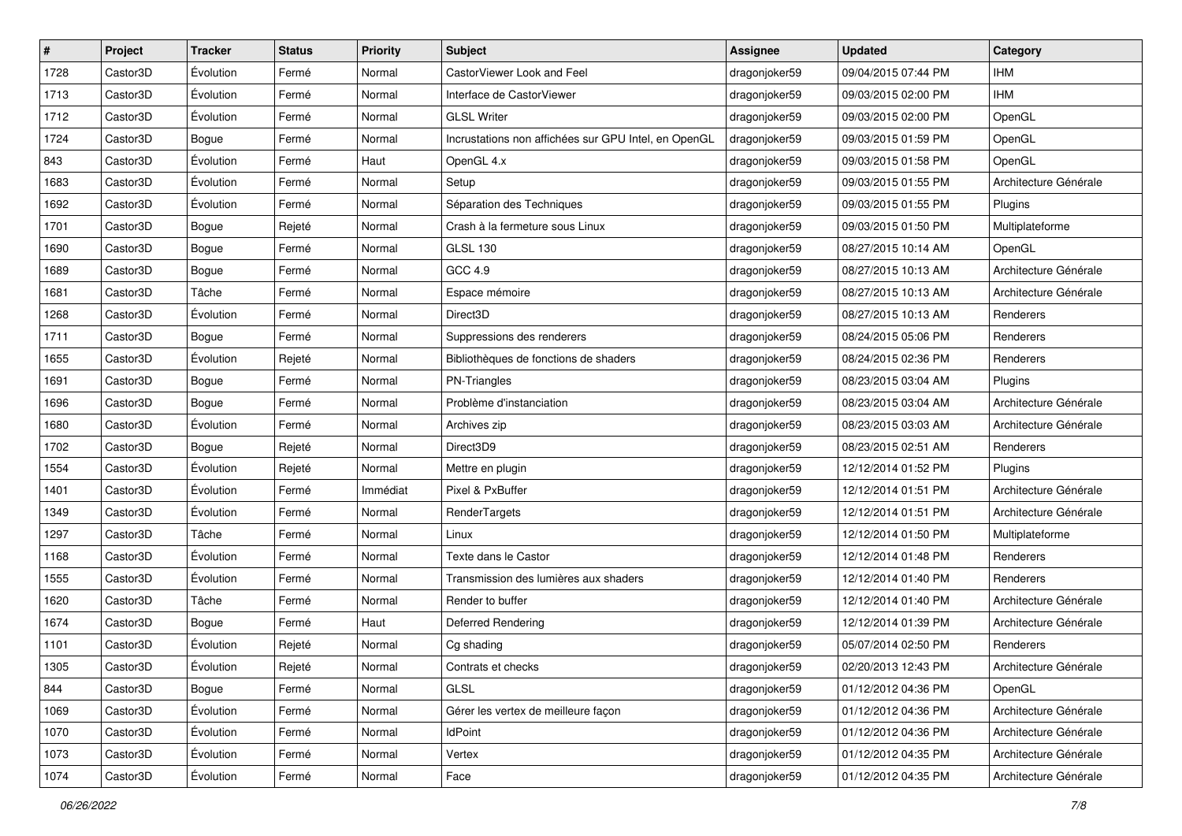| # | Project | Tracker | Status | Priority | Subject | Assignee | Updated | Category |
|---|---|---|---|---|---|---|---|---|
| 1728 | Castor3D | Évolution | Fermé | Normal | CastorViewer Look and Feel | dragonjoker59 | 09/04/2015 07:44 PM | IHM |
| 1713 | Castor3D | Évolution | Fermé | Normal | Interface de CastorViewer | dragonjoker59 | 09/03/2015 02:00 PM | IHM |
| 1712 | Castor3D | Évolution | Fermé | Normal | GLSL Writer | dragonjoker59 | 09/03/2015 02:00 PM | OpenGL |
| 1724 | Castor3D | Bogue | Fermé | Normal | Incrustations non affichées sur GPU Intel, en OpenGL | dragonjoker59 | 09/03/2015 01:59 PM | OpenGL |
| 843 | Castor3D | Évolution | Fermé | Haut | OpenGL 4.x | dragonjoker59 | 09/03/2015 01:58 PM | OpenGL |
| 1683 | Castor3D | Évolution | Fermé | Normal | Setup | dragonjoker59 | 09/03/2015 01:55 PM | Architecture Générale |
| 1692 | Castor3D | Évolution | Fermé | Normal | Séparation des Techniques | dragonjoker59 | 09/03/2015 01:55 PM | Plugins |
| 1701 | Castor3D | Bogue | Rejeté | Normal | Crash à la fermeture sous Linux | dragonjoker59 | 09/03/2015 01:50 PM | Multiplateforme |
| 1690 | Castor3D | Bogue | Fermé | Normal | GLSL 130 | dragonjoker59 | 08/27/2015 10:14 AM | OpenGL |
| 1689 | Castor3D | Bogue | Fermé | Normal | GCC 4.9 | dragonjoker59 | 08/27/2015 10:13 AM | Architecture Générale |
| 1681 | Castor3D | Tâche | Fermé | Normal | Espace mémoire | dragonjoker59 | 08/27/2015 10:13 AM | Architecture Générale |
| 1268 | Castor3D | Évolution | Fermé | Normal | Direct3D | dragonjoker59 | 08/27/2015 10:13 AM | Renderers |
| 1711 | Castor3D | Bogue | Fermé | Normal | Suppressions des renderers | dragonjoker59 | 08/24/2015 05:06 PM | Renderers |
| 1655 | Castor3D | Évolution | Rejeté | Normal | Bibliothèques de fonctions de shaders | dragonjoker59 | 08/24/2015 02:36 PM | Renderers |
| 1691 | Castor3D | Bogue | Fermé | Normal | PN-Triangles | dragonjoker59 | 08/23/2015 03:04 AM | Plugins |
| 1696 | Castor3D | Bogue | Fermé | Normal | Problème d'instanciation | dragonjoker59 | 08/23/2015 03:04 AM | Architecture Générale |
| 1680 | Castor3D | Évolution | Fermé | Normal | Archives zip | dragonjoker59 | 08/23/2015 03:03 AM | Architecture Générale |
| 1702 | Castor3D | Bogue | Rejeté | Normal | Direct3D9 | dragonjoker59 | 08/23/2015 02:51 AM | Renderers |
| 1554 | Castor3D | Évolution | Rejeté | Normal | Mettre en plugin | dragonjoker59 | 12/12/2014 01:52 PM | Plugins |
| 1401 | Castor3D | Évolution | Fermé | Immédiat | Pixel & PxBuffer | dragonjoker59 | 12/12/2014 01:51 PM | Architecture Générale |
| 1349 | Castor3D | Évolution | Fermé | Normal | RenderTargets | dragonjoker59 | 12/12/2014 01:51 PM | Architecture Générale |
| 1297 | Castor3D | Tâche | Fermé | Normal | Linux | dragonjoker59 | 12/12/2014 01:50 PM | Multiplateforme |
| 1168 | Castor3D | Évolution | Fermé | Normal | Texte dans le Castor | dragonjoker59 | 12/12/2014 01:48 PM | Renderers |
| 1555 | Castor3D | Évolution | Fermé | Normal | Transmission des lumières aux shaders | dragonjoker59 | 12/12/2014 01:40 PM | Renderers |
| 1620 | Castor3D | Tâche | Fermé | Normal | Render to buffer | dragonjoker59 | 12/12/2014 01:40 PM | Architecture Générale |
| 1674 | Castor3D | Bogue | Fermé | Haut | Deferred Rendering | dragonjoker59 | 12/12/2014 01:39 PM | Architecture Générale |
| 1101 | Castor3D | Évolution | Rejeté | Normal | Cg shading | dragonjoker59 | 05/07/2014 02:50 PM | Renderers |
| 1305 | Castor3D | Évolution | Rejeté | Normal | Contrats et checks | dragonjoker59 | 02/20/2013 12:43 PM | Architecture Générale |
| 844 | Castor3D | Bogue | Fermé | Normal | GLSL | dragonjoker59 | 01/12/2012 04:36 PM | OpenGL |
| 1069 | Castor3D | Évolution | Fermé | Normal | Gérer les vertex de meilleure façon | dragonjoker59 | 01/12/2012 04:36 PM | Architecture Générale |
| 1070 | Castor3D | Évolution | Fermé | Normal | IdPoint | dragonjoker59 | 01/12/2012 04:36 PM | Architecture Générale |
| 1073 | Castor3D | Évolution | Fermé | Normal | Vertex | dragonjoker59 | 01/12/2012 04:35 PM | Architecture Générale |
| 1074 | Castor3D | Évolution | Fermé | Normal | Face | dragonjoker59 | 01/12/2012 04:35 PM | Architecture Générale |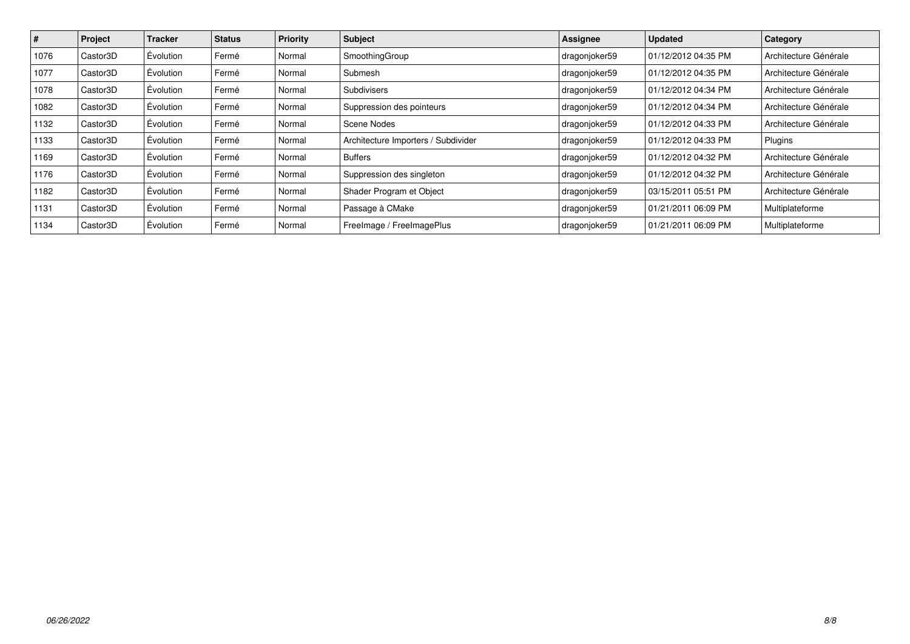| # | Project | Tracker | Status | Priority | Subject | Assignee | Updated | Category |
|---|---|---|---|---|---|---|---|---|
| 1076 | Castor3D | Évolution | Fermé | Normal | SmoothingGroup | dragonjoker59 | 01/12/2012 04:35 PM | Architecture Générale |
| 1077 | Castor3D | Évolution | Fermé | Normal | Submesh | dragonjoker59 | 01/12/2012 04:35 PM | Architecture Générale |
| 1078 | Castor3D | Évolution | Fermé | Normal | Subdivisers | dragonjoker59 | 01/12/2012 04:34 PM | Architecture Générale |
| 1082 | Castor3D | Évolution | Fermé | Normal | Suppression des pointeurs | dragonjoker59 | 01/12/2012 04:34 PM | Architecture Générale |
| 1132 | Castor3D | Évolution | Fermé | Normal | Scene Nodes | dragonjoker59 | 01/12/2012 04:33 PM | Architecture Générale |
| 1133 | Castor3D | Évolution | Fermé | Normal | Architecture Importers / Subdivider | dragonjoker59 | 01/12/2012 04:33 PM | Plugins |
| 1169 | Castor3D | Évolution | Fermé | Normal | Buffers | dragonjoker59 | 01/12/2012 04:32 PM | Architecture Générale |
| 1176 | Castor3D | Évolution | Fermé | Normal | Suppression des singleton | dragonjoker59 | 01/12/2012 04:32 PM | Architecture Générale |
| 1182 | Castor3D | Évolution | Fermé | Normal | Shader Program et Object | dragonjoker59 | 03/15/2011 05:51 PM | Architecture Générale |
| 1131 | Castor3D | Évolution | Fermé | Normal | Passage à CMake | dragonjoker59 | 01/21/2011 06:09 PM | Multiplateforme |
| 1134 | Castor3D | Évolution | Fermé | Normal | FreeImage / FreeImagePlus | dragonjoker59 | 01/21/2011 06:09 PM | Multiplateforme |